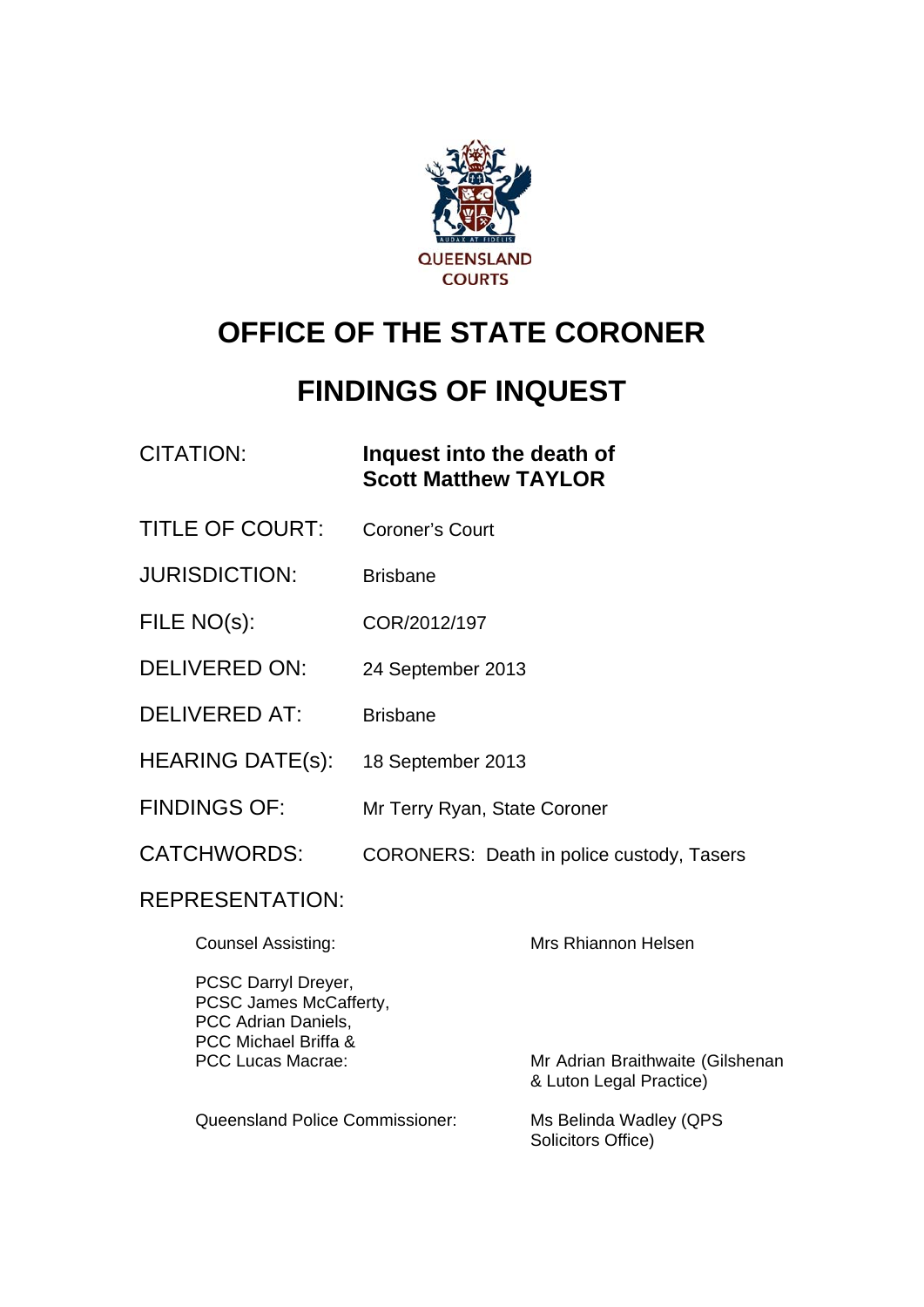QUEENSLAND COURTS

# OFFICE OF THE STATE CORONER

# FINDINGS OF INQUEST

| | |
|---|---|
| CITATION: | **Inquest into the death of Scott Matthew TAYLOR** |
| TITLE OF COURT: | Coroner's Court |
| JURISDICTION: | Brisbane |
| FILE NO(s): | COR/2012/197 |
| DELIVERED ON: | 24 September 2013 |
| DELIVERED AT: | Brisbane |
| HEARING DATE(s): | 18 September 2013 |
| FINDINGS OF: | Mr Terry Ryan, State Coroner |
| CATCHWORDS: | CORONERS: Death in police custody, Tasers |

REPRESENTATION:

| | |
|---|---|
| Counsel Assisting: | Mrs Rhiannon Helsen |
| PCSC Darryl Dreyer, PCSC James McCafferty, PCC Adrian Daniels, PCC Michael Briffa & PCC Lucas Macrae: | Mr Adrian Braithwaite (Gilshenan & Luton Legal Practice) |
| Queensland Police Commissioner: | Ms Belinda Wadley (QPS Solicitors Office) |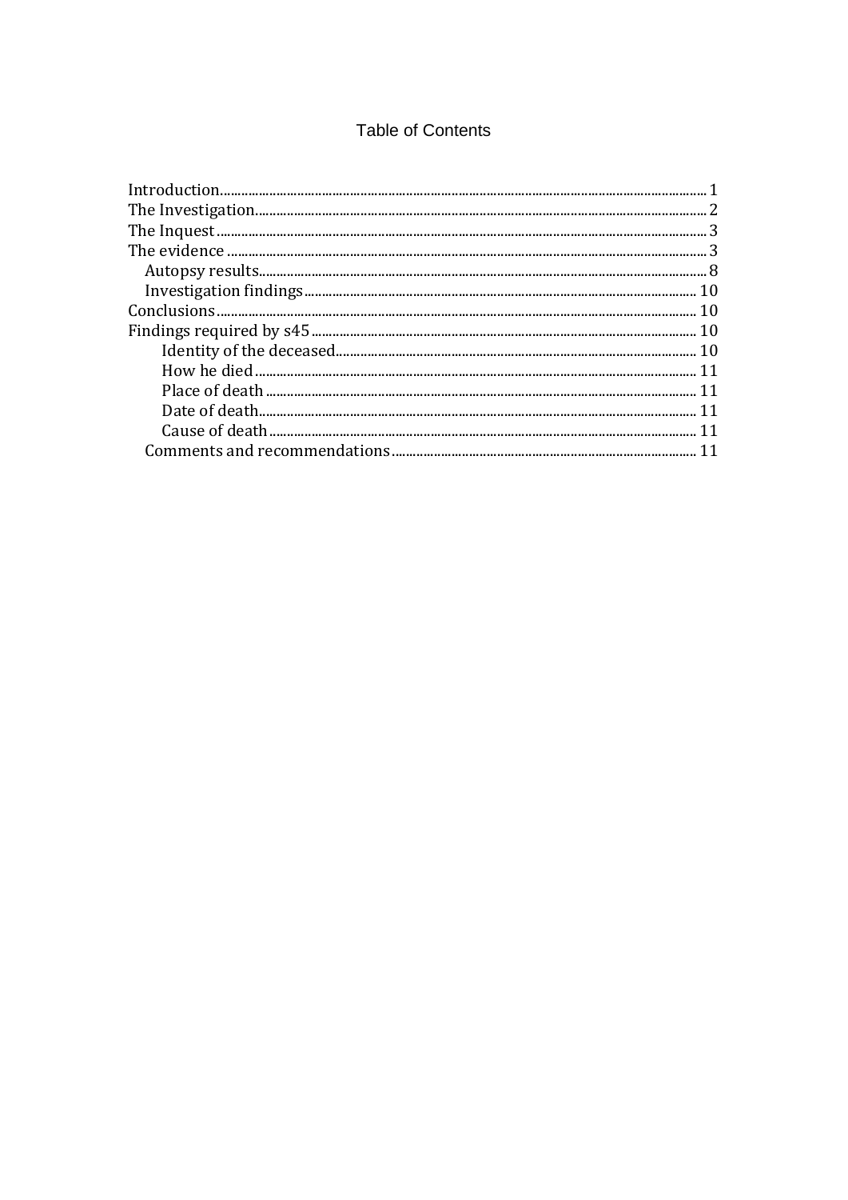# Table of Contents

- Introduction ........ 1
- The Investigation ........ 2
- The Inquest ........ 3
- The evidence ........ 3
  - Autopsy results ........ 8
  - Investigation findings ........ 10
- Conclusions ........ 10
- Findings required by s45 ........ 10
    - Identity of the deceased ........ 10
    - How he died ........ 11
    - Place of death ........ 11
    - Date of death ........ 11
    - Cause of death ........ 11
  - Comments and recommendations ........ 11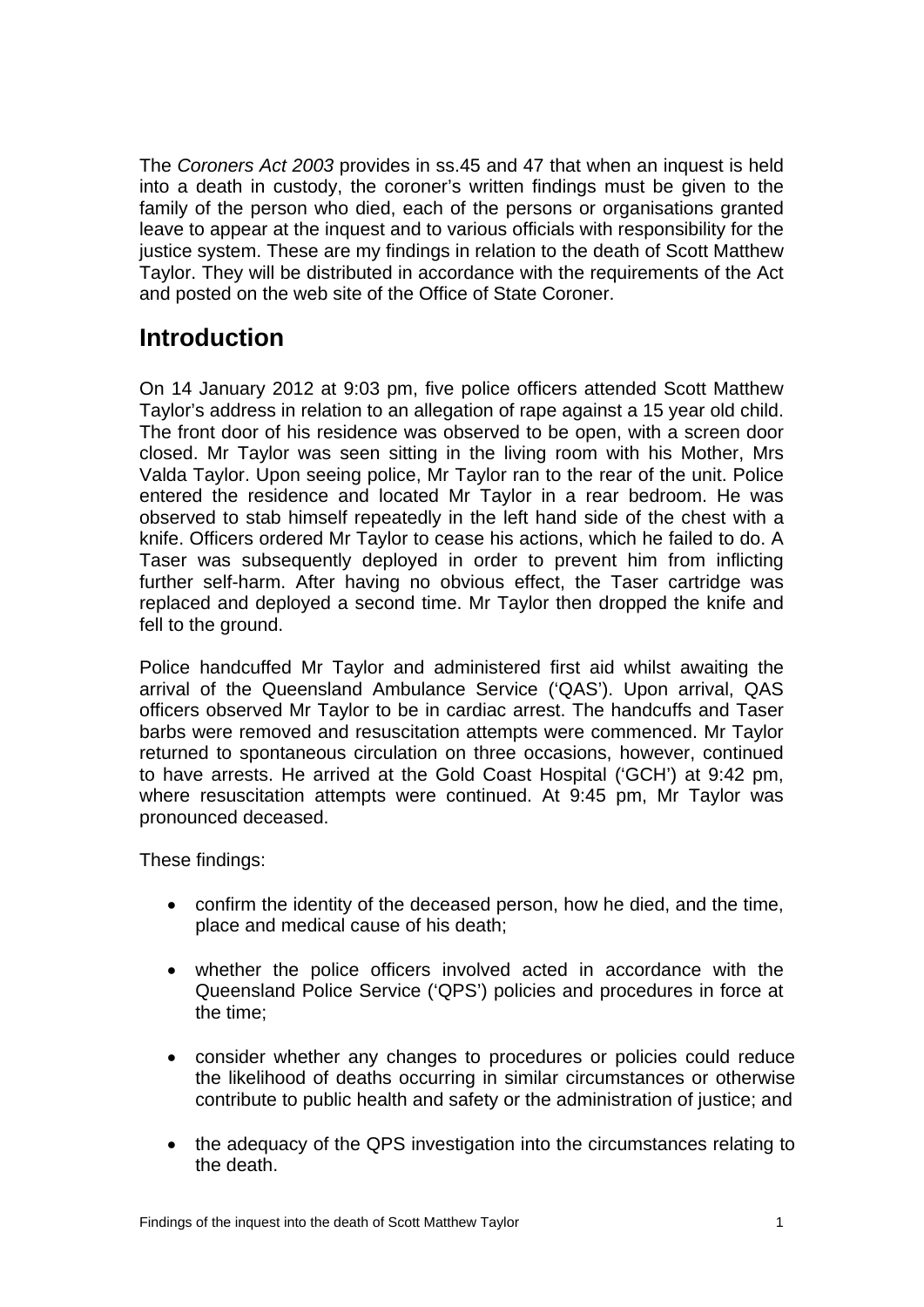The *Coroners Act 2003* provides in ss.45 and 47 that when an inquest is held into a death in custody, the coroner's written findings must be given to the family of the person who died, each of the persons or organisations granted leave to appear at the inquest and to various officials with responsibility for the justice system. These are my findings in relation to the death of Scott Matthew Taylor. They will be distributed in accordance with the requirements of the Act and posted on the web site of the Office of State Coroner.

## Introduction

On 14 January 2012 at 9:03 pm, five police officers attended Scott Matthew Taylor's address in relation to an allegation of rape against a 15 year old child. The front door of his residence was observed to be open, with a screen door closed. Mr Taylor was seen sitting in the living room with his Mother, Mrs Valda Taylor. Upon seeing police, Mr Taylor ran to the rear of the unit. Police entered the residence and located Mr Taylor in a rear bedroom. He was observed to stab himself repeatedly in the left hand side of the chest with a knife. Officers ordered Mr Taylor to cease his actions, which he failed to do. A Taser was subsequently deployed in order to prevent him from inflicting further self-harm. After having no obvious effect, the Taser cartridge was replaced and deployed a second time. Mr Taylor then dropped the knife and fell to the ground.

Police handcuffed Mr Taylor and administered first aid whilst awaiting the arrival of the Queensland Ambulance Service ('QAS'). Upon arrival, QAS officers observed Mr Taylor to be in cardiac arrest. The handcuffs and Taser barbs were removed and resuscitation attempts were commenced. Mr Taylor returned to spontaneous circulation on three occasions, however, continued to have arrests. He arrived at the Gold Coast Hospital ('GCH') at 9:42 pm, where resuscitation attempts were continued. At 9:45 pm, Mr Taylor was pronounced deceased.

These findings:

- confirm the identity of the deceased person, how he died, and the time, place and medical cause of his death;
- whether the police officers involved acted in accordance with the Queensland Police Service ('QPS') policies and procedures in force at the time;
- consider whether any changes to procedures or policies could reduce the likelihood of deaths occurring in similar circumstances or otherwise contribute to public health and safety or the administration of justice; and
- the adequacy of the QPS investigation into the circumstances relating to the death.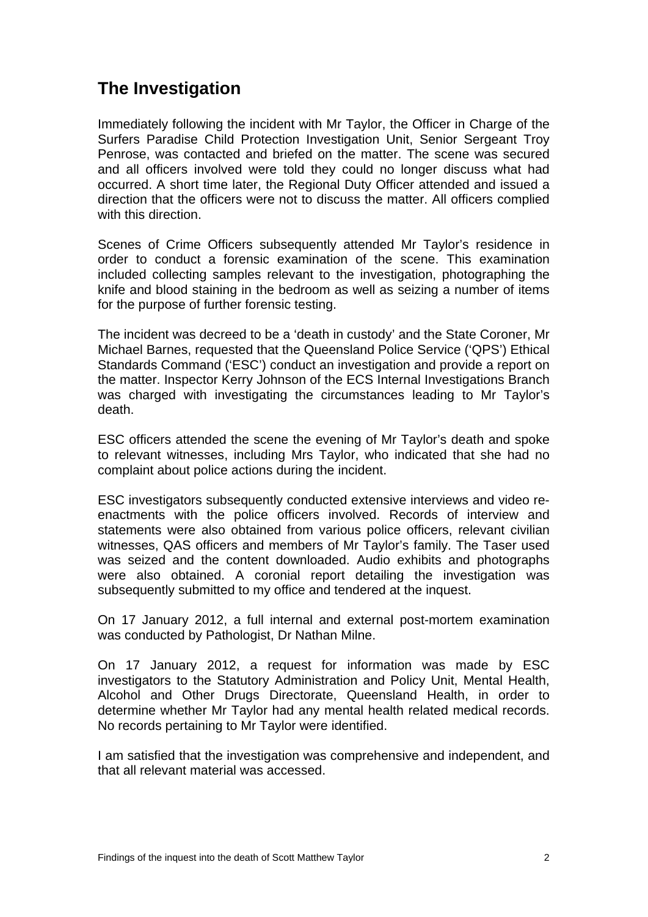## The Investigation

Immediately following the incident with Mr Taylor, the Officer in Charge of the Surfers Paradise Child Protection Investigation Unit, Senior Sergeant Troy Penrose, was contacted and briefed on the matter. The scene was secured and all officers involved were told they could no longer discuss what had occurred. A short time later, the Regional Duty Officer attended and issued a direction that the officers were not to discuss the matter. All officers complied with this direction.

Scenes of Crime Officers subsequently attended Mr Taylor's residence in order to conduct a forensic examination of the scene. This examination included collecting samples relevant to the investigation, photographing the knife and blood staining in the bedroom as well as seizing a number of items for the purpose of further forensic testing.

The incident was decreed to be a 'death in custody' and the State Coroner, Mr Michael Barnes, requested that the Queensland Police Service ('QPS') Ethical Standards Command ('ESC') conduct an investigation and provide a report on the matter. Inspector Kerry Johnson of the ECS Internal Investigations Branch was charged with investigating the circumstances leading to Mr Taylor's death.

ESC officers attended the scene the evening of Mr Taylor's death and spoke to relevant witnesses, including Mrs Taylor, who indicated that she had no complaint about police actions during the incident.

ESC investigators subsequently conducted extensive interviews and video re-enactments with the police officers involved. Records of interview and statements were also obtained from various police officers, relevant civilian witnesses, QAS officers and members of Mr Taylor's family. The Taser used was seized and the content downloaded. Audio exhibits and photographs were also obtained. A coronial report detailing the investigation was subsequently submitted to my office and tendered at the inquest.

On 17 January 2012, a full internal and external post-mortem examination was conducted by Pathologist, Dr Nathan Milne.

On 17 January 2012, a request for information was made by ESC investigators to the Statutory Administration and Policy Unit, Mental Health, Alcohol and Other Drugs Directorate, Queensland Health, in order to determine whether Mr Taylor had any mental health related medical records. No records pertaining to Mr Taylor were identified.

I am satisfied that the investigation was comprehensive and independent, and that all relevant material was accessed.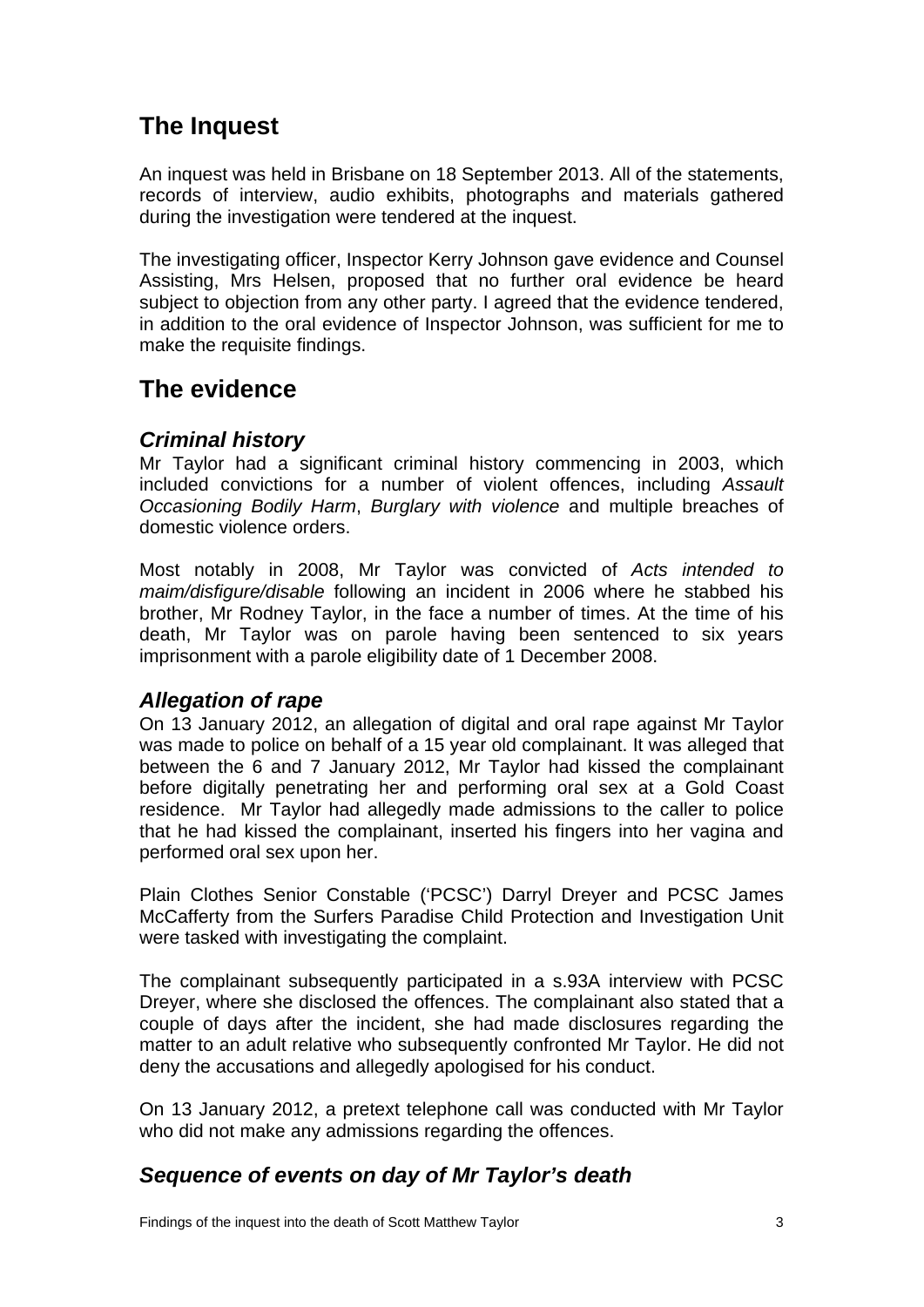## The Inquest

An inquest was held in Brisbane on 18 September 2013. All of the statements, records of interview, audio exhibits, photographs and materials gathered during the investigation were tendered at the inquest.

The investigating officer, Inspector Kerry Johnson gave evidence and Counsel Assisting, Mrs Helsen, proposed that no further oral evidence be heard subject to objection from any other party. I agreed that the evidence tendered, in addition to the oral evidence of Inspector Johnson, was sufficient for me to make the requisite findings.

## The evidence

### *Criminal history*

Mr Taylor had a significant criminal history commencing in 2003, which included convictions for a number of violent offences, including *Assault Occasioning Bodily Harm*, *Burglary with violence* and multiple breaches of domestic violence orders.

Most notably in 2008, Mr Taylor was convicted of *Acts intended to maim/disfigure/disable* following an incident in 2006 where he stabbed his brother, Mr Rodney Taylor, in the face a number of times. At the time of his death, Mr Taylor was on parole having been sentenced to six years imprisonment with a parole eligibility date of 1 December 2008.

### *Allegation of rape*

On 13 January 2012, an allegation of digital and oral rape against Mr Taylor was made to police on behalf of a 15 year old complainant. It was alleged that between the 6 and 7 January 2012, Mr Taylor had kissed the complainant before digitally penetrating her and performing oral sex at a Gold Coast residence. Mr Taylor had allegedly made admissions to the caller to police that he had kissed the complainant, inserted his fingers into her vagina and performed oral sex upon her.

Plain Clothes Senior Constable ('PCSC') Darryl Dreyer and PCSC James McCafferty from the Surfers Paradise Child Protection and Investigation Unit were tasked with investigating the complaint.

The complainant subsequently participated in a s.93A interview with PCSC Dreyer, where she disclosed the offences. The complainant also stated that a couple of days after the incident, she had made disclosures regarding the matter to an adult relative who subsequently confronted Mr Taylor. He did not deny the accusations and allegedly apologised for his conduct.

On 13 January 2012, a pretext telephone call was conducted with Mr Taylor who did not make any admissions regarding the offences.

### *Sequence of events on day of Mr Taylor's death*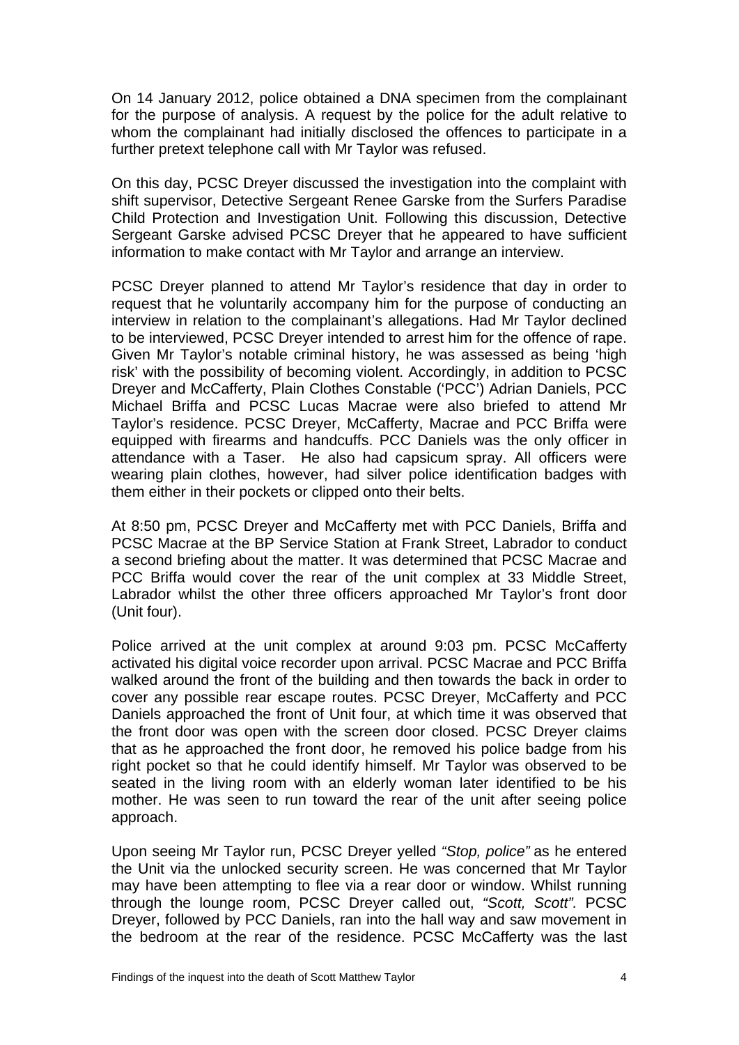On 14 January 2012, police obtained a DNA specimen from the complainant for the purpose of analysis. A request by the police for the adult relative to whom the complainant had initially disclosed the offences to participate in a further pretext telephone call with Mr Taylor was refused.

On this day, PCSC Dreyer discussed the investigation into the complaint with shift supervisor, Detective Sergeant Renee Garske from the Surfers Paradise Child Protection and Investigation Unit. Following this discussion, Detective Sergeant Garske advised PCSC Dreyer that he appeared to have sufficient information to make contact with Mr Taylor and arrange an interview.

PCSC Dreyer planned to attend Mr Taylor's residence that day in order to request that he voluntarily accompany him for the purpose of conducting an interview in relation to the complainant's allegations. Had Mr Taylor declined to be interviewed, PCSC Dreyer intended to arrest him for the offence of rape. Given Mr Taylor's notable criminal history, he was assessed as being 'high risk' with the possibility of becoming violent. Accordingly, in addition to PCSC Dreyer and McCafferty, Plain Clothes Constable ('PCC') Adrian Daniels, PCC Michael Briffa and PCSC Lucas Macrae were also briefed to attend Mr Taylor's residence. PCSC Dreyer, McCafferty, Macrae and PCC Briffa were equipped with firearms and handcuffs. PCC Daniels was the only officer in attendance with a Taser. He also had capsicum spray. All officers were wearing plain clothes, however, had silver police identification badges with them either in their pockets or clipped onto their belts.

At 8:50 pm, PCSC Dreyer and McCafferty met with PCC Daniels, Briffa and PCSC Macrae at the BP Service Station at Frank Street, Labrador to conduct a second briefing about the matter. It was determined that PCSC Macrae and PCC Briffa would cover the rear of the unit complex at 33 Middle Street, Labrador whilst the other three officers approached Mr Taylor's front door (Unit four).

Police arrived at the unit complex at around 9:03 pm. PCSC McCafferty activated his digital voice recorder upon arrival. PCSC Macrae and PCC Briffa walked around the front of the building and then towards the back in order to cover any possible rear escape routes. PCSC Dreyer, McCafferty and PCC Daniels approached the front of Unit four, at which time it was observed that the front door was open with the screen door closed. PCSC Dreyer claims that as he approached the front door, he removed his police badge from his right pocket so that he could identify himself. Mr Taylor was observed to be seated in the living room with an elderly woman later identified to be his mother. He was seen to run toward the rear of the unit after seeing police approach.

Upon seeing Mr Taylor run, PCSC Dreyer yelled *"Stop, police"* as he entered the Unit via the unlocked security screen. He was concerned that Mr Taylor may have been attempting to flee via a rear door or window. Whilst running through the lounge room, PCSC Dreyer called out, *"Scott, Scott".* PCSC Dreyer, followed by PCC Daniels, ran into the hall way and saw movement in the bedroom at the rear of the residence. PCSC McCafferty was the last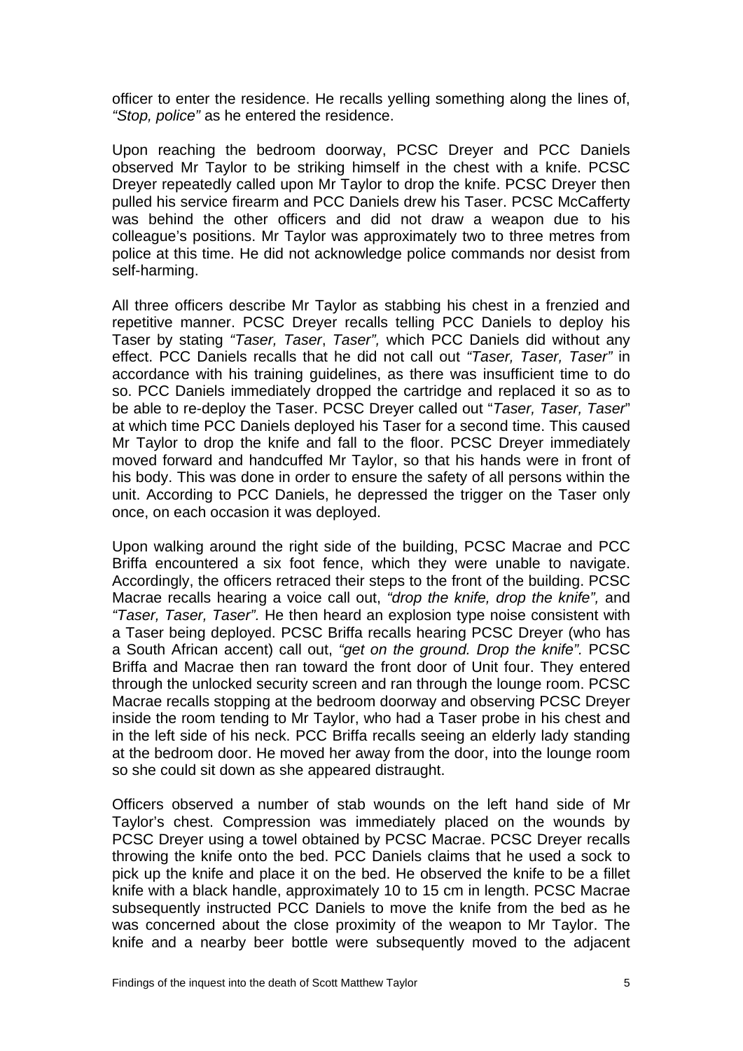officer to enter the residence. He recalls yelling something along the lines of, *"Stop, police"* as he entered the residence.

Upon reaching the bedroom doorway, PCSC Dreyer and PCC Daniels observed Mr Taylor to be striking himself in the chest with a knife. PCSC Dreyer repeatedly called upon Mr Taylor to drop the knife. PCSC Dreyer then pulled his service firearm and PCC Daniels drew his Taser. PCSC McCafferty was behind the other officers and did not draw a weapon due to his colleague's positions. Mr Taylor was approximately two to three metres from police at this time. He did not acknowledge police commands nor desist from self-harming.

All three officers describe Mr Taylor as stabbing his chest in a frenzied and repetitive manner. PCSC Dreyer recalls telling PCC Daniels to deploy his Taser by stating *"Taser, Taser, Taser",* which PCC Daniels did without any effect. PCC Daniels recalls that he did not call out *"Taser, Taser, Taser"* in accordance with his training guidelines, as there was insufficient time to do so. PCC Daniels immediately dropped the cartridge and replaced it so as to be able to re-deploy the Taser. PCSC Dreyer called out "*Taser, Taser, Taser*" at which time PCC Daniels deployed his Taser for a second time. This caused Mr Taylor to drop the knife and fall to the floor. PCSC Dreyer immediately moved forward and handcuffed Mr Taylor, so that his hands were in front of his body. This was done in order to ensure the safety of all persons within the unit. According to PCC Daniels, he depressed the trigger on the Taser only once, on each occasion it was deployed.

Upon walking around the right side of the building, PCSC Macrae and PCC Briffa encountered a six foot fence, which they were unable to navigate. Accordingly, the officers retraced their steps to the front of the building. PCSC Macrae recalls hearing a voice call out, *"drop the knife, drop the knife",* and *"Taser, Taser, Taser".* He then heard an explosion type noise consistent with a Taser being deployed. PCSC Briffa recalls hearing PCSC Dreyer (who has a South African accent) call out, *"get on the ground. Drop the knife".* PCSC Briffa and Macrae then ran toward the front door of Unit four. They entered through the unlocked security screen and ran through the lounge room. PCSC Macrae recalls stopping at the bedroom doorway and observing PCSC Dreyer inside the room tending to Mr Taylor, who had a Taser probe in his chest and in the left side of his neck. PCC Briffa recalls seeing an elderly lady standing at the bedroom door. He moved her away from the door, into the lounge room so she could sit down as she appeared distraught.

Officers observed a number of stab wounds on the left hand side of Mr Taylor's chest. Compression was immediately placed on the wounds by PCSC Dreyer using a towel obtained by PCSC Macrae. PCSC Dreyer recalls throwing the knife onto the bed. PCC Daniels claims that he used a sock to pick up the knife and place it on the bed. He observed the knife to be a fillet knife with a black handle, approximately 10 to 15 cm in length. PCSC Macrae subsequently instructed PCC Daniels to move the knife from the bed as he was concerned about the close proximity of the weapon to Mr Taylor. The knife and a nearby beer bottle were subsequently moved to the adjacent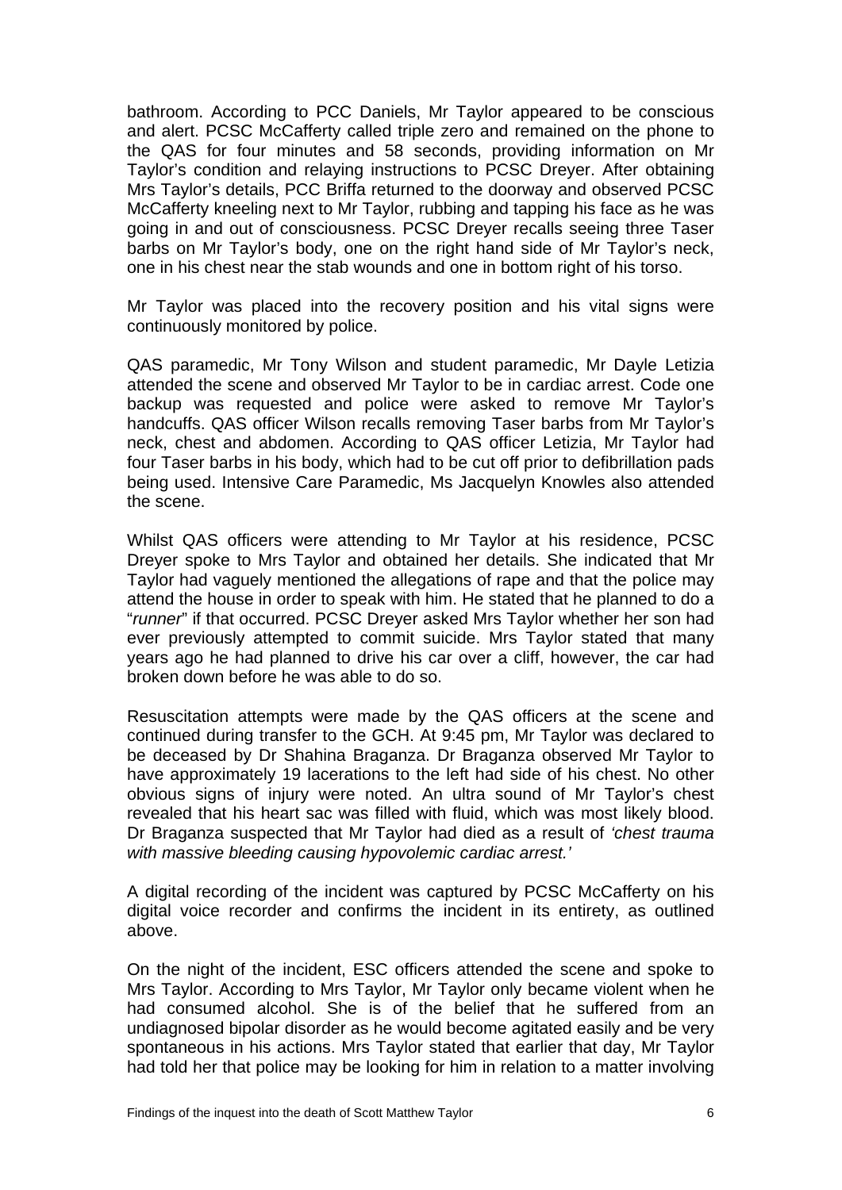bathroom. According to PCC Daniels, Mr Taylor appeared to be conscious and alert. PCSC McCafferty called triple zero and remained on the phone to the QAS for four minutes and 58 seconds, providing information on Mr Taylor's condition and relaying instructions to PCSC Dreyer. After obtaining Mrs Taylor's details, PCC Briffa returned to the doorway and observed PCSC McCafferty kneeling next to Mr Taylor, rubbing and tapping his face as he was going in and out of consciousness. PCSC Dreyer recalls seeing three Taser barbs on Mr Taylor's body, one on the right hand side of Mr Taylor's neck, one in his chest near the stab wounds and one in bottom right of his torso.

Mr Taylor was placed into the recovery position and his vital signs were continuously monitored by police.

QAS paramedic, Mr Tony Wilson and student paramedic, Mr Dayle Letizia attended the scene and observed Mr Taylor to be in cardiac arrest. Code one backup was requested and police were asked to remove Mr Taylor's handcuffs. QAS officer Wilson recalls removing Taser barbs from Mr Taylor's neck, chest and abdomen. According to QAS officer Letizia, Mr Taylor had four Taser barbs in his body, which had to be cut off prior to defibrillation pads being used. Intensive Care Paramedic, Ms Jacquelyn Knowles also attended the scene.

Whilst QAS officers were attending to Mr Taylor at his residence, PCSC Dreyer spoke to Mrs Taylor and obtained her details. She indicated that Mr Taylor had vaguely mentioned the allegations of rape and that the police may attend the house in order to speak with him. He stated that he planned to do a "*runner*" if that occurred. PCSC Dreyer asked Mrs Taylor whether her son had ever previously attempted to commit suicide. Mrs Taylor stated that many years ago he had planned to drive his car over a cliff, however, the car had broken down before he was able to do so.

Resuscitation attempts were made by the QAS officers at the scene and continued during transfer to the GCH. At 9:45 pm, Mr Taylor was declared to be deceased by Dr Shahina Braganza. Dr Braganza observed Mr Taylor to have approximately 19 lacerations to the left had side of his chest. No other obvious signs of injury were noted. An ultra sound of Mr Taylor's chest revealed that his heart sac was filled with fluid, which was most likely blood. Dr Braganza suspected that Mr Taylor had died as a result of *'chest trauma with massive bleeding causing hypovolemic cardiac arrest.'*

A digital recording of the incident was captured by PCSC McCafferty on his digital voice recorder and confirms the incident in its entirety, as outlined above.

On the night of the incident, ESC officers attended the scene and spoke to Mrs Taylor. According to Mrs Taylor, Mr Taylor only became violent when he had consumed alcohol. She is of the belief that he suffered from an undiagnosed bipolar disorder as he would become agitated easily and be very spontaneous in his actions. Mrs Taylor stated that earlier that day, Mr Taylor had told her that police may be looking for him in relation to a matter involving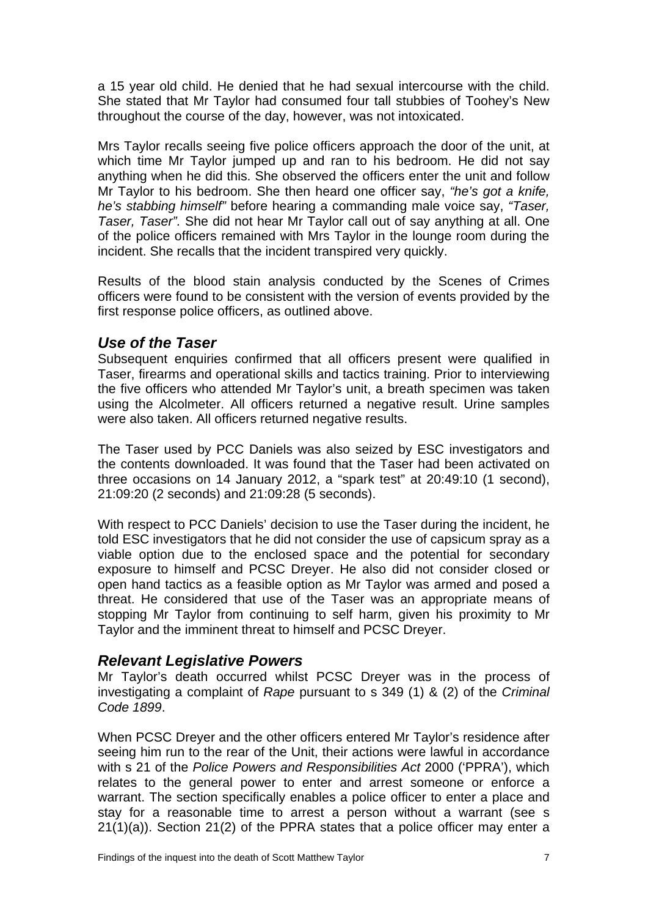a 15 year old child. He denied that he had sexual intercourse with the child. She stated that Mr Taylor had consumed four tall stubbies of Toohey's New throughout the course of the day, however, was not intoxicated.

Mrs Taylor recalls seeing five police officers approach the door of the unit, at which time Mr Taylor jumped up and ran to his bedroom. He did not say anything when he did this. She observed the officers enter the unit and follow Mr Taylor to his bedroom. She then heard one officer say, *"he's got a knife, he's stabbing himself"* before hearing a commanding male voice say, *"Taser, Taser, Taser".* She did not hear Mr Taylor call out of say anything at all. One of the police officers remained with Mrs Taylor in the lounge room during the incident. She recalls that the incident transpired very quickly.

Results of the blood stain analysis conducted by the Scenes of Crimes officers were found to be consistent with the version of events provided by the first response police officers, as outlined above.

## *Use of the Taser*

Subsequent enquiries confirmed that all officers present were qualified in Taser, firearms and operational skills and tactics training. Prior to interviewing the five officers who attended Mr Taylor's unit, a breath specimen was taken using the Alcolmeter. All officers returned a negative result. Urine samples were also taken. All officers returned negative results.

The Taser used by PCC Daniels was also seized by ESC investigators and the contents downloaded. It was found that the Taser had been activated on three occasions on 14 January 2012, a "spark test" at 20:49:10 (1 second), 21:09:20 (2 seconds) and 21:09:28 (5 seconds).

With respect to PCC Daniels' decision to use the Taser during the incident, he told ESC investigators that he did not consider the use of capsicum spray as a viable option due to the enclosed space and the potential for secondary exposure to himself and PCSC Dreyer. He also did not consider closed or open hand tactics as a feasible option as Mr Taylor was armed and posed a threat. He considered that use of the Taser was an appropriate means of stopping Mr Taylor from continuing to self harm, given his proximity to Mr Taylor and the imminent threat to himself and PCSC Dreyer.

## *Relevant Legislative Powers*

Mr Taylor's death occurred whilst PCSC Dreyer was in the process of investigating a complaint of *Rape* pursuant to s 349 (1) & (2) of the *Criminal Code 1899*.

When PCSC Dreyer and the other officers entered Mr Taylor's residence after seeing him run to the rear of the Unit, their actions were lawful in accordance with s 21 of the *Police Powers and Responsibilities Act* 2000 ('PPRA'), which relates to the general power to enter and arrest someone or enforce a warrant. The section specifically enables a police officer to enter a place and stay for a reasonable time to arrest a person without a warrant (see s 21(1)(a)). Section 21(2) of the PPRA states that a police officer may enter a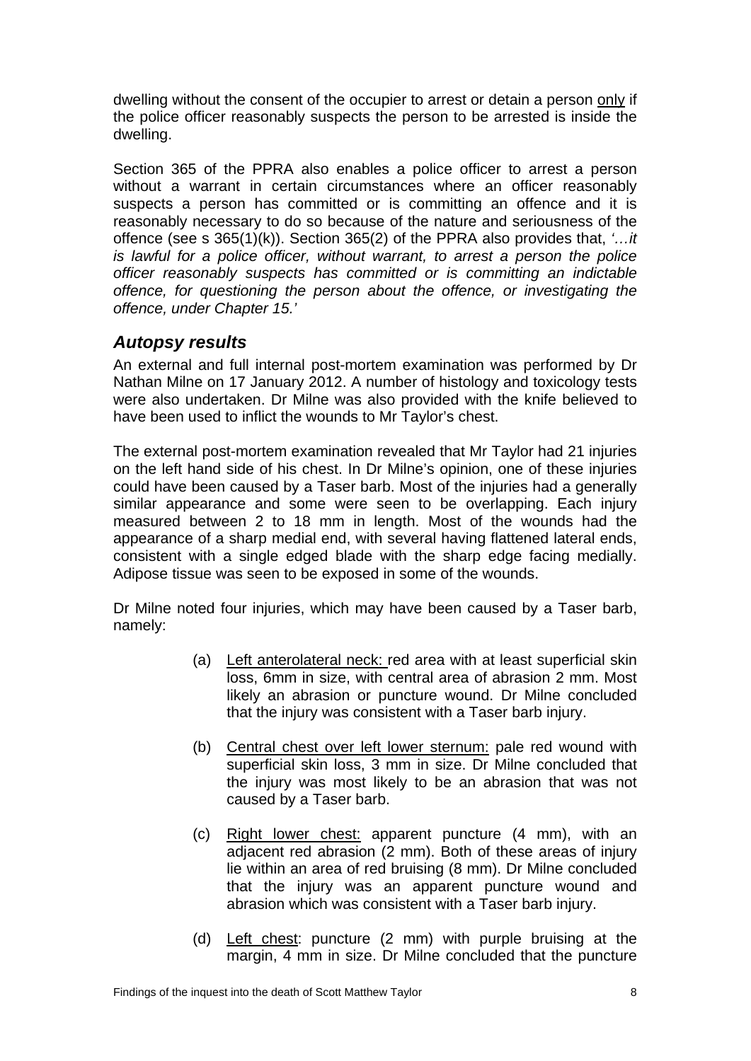dwelling without the consent of the occupier to arrest or detain a person only if the police officer reasonably suspects the person to be arrested is inside the dwelling.

Section 365 of the PPRA also enables a police officer to arrest a person without a warrant in certain circumstances where an officer reasonably suspects a person has committed or is committing an offence and it is reasonably necessary to do so because of the nature and seriousness of the offence (see s 365(1)(k)). Section 365(2) of the PPRA also provides that, *'…it is lawful for a police officer, without warrant, to arrest a person the police officer reasonably suspects has committed or is committing an indictable offence, for questioning the person about the offence, or investigating the offence, under Chapter 15.'*

## *Autopsy results*

An external and full internal post-mortem examination was performed by Dr Nathan Milne on 17 January 2012. A number of histology and toxicology tests were also undertaken. Dr Milne was also provided with the knife believed to have been used to inflict the wounds to Mr Taylor's chest.

The external post-mortem examination revealed that Mr Taylor had 21 injuries on the left hand side of his chest. In Dr Milne's opinion, one of these injuries could have been caused by a Taser barb. Most of the injuries had a generally similar appearance and some were seen to be overlapping. Each injury measured between 2 to 18 mm in length. Most of the wounds had the appearance of a sharp medial end, with several having flattened lateral ends, consistent with a single edged blade with the sharp edge facing medially. Adipose tissue was seen to be exposed in some of the wounds.

Dr Milne noted four injuries, which may have been caused by a Taser barb, namely:

(a) Left anterolateral neck: red area with at least superficial skin loss, 6mm in size, with central area of abrasion 2 mm. Most likely an abrasion or puncture wound. Dr Milne concluded that the injury was consistent with a Taser barb injury.

(b) Central chest over left lower sternum: pale red wound with superficial skin loss, 3 mm in size. Dr Milne concluded that the injury was most likely to be an abrasion that was not caused by a Taser barb.

(c) Right lower chest: apparent puncture (4 mm), with an adjacent red abrasion (2 mm). Both of these areas of injury lie within an area of red bruising (8 mm). Dr Milne concluded that the injury was an apparent puncture wound and abrasion which was consistent with a Taser barb injury.

(d) Left chest: puncture (2 mm) with purple bruising at the margin, 4 mm in size. Dr Milne concluded that the puncture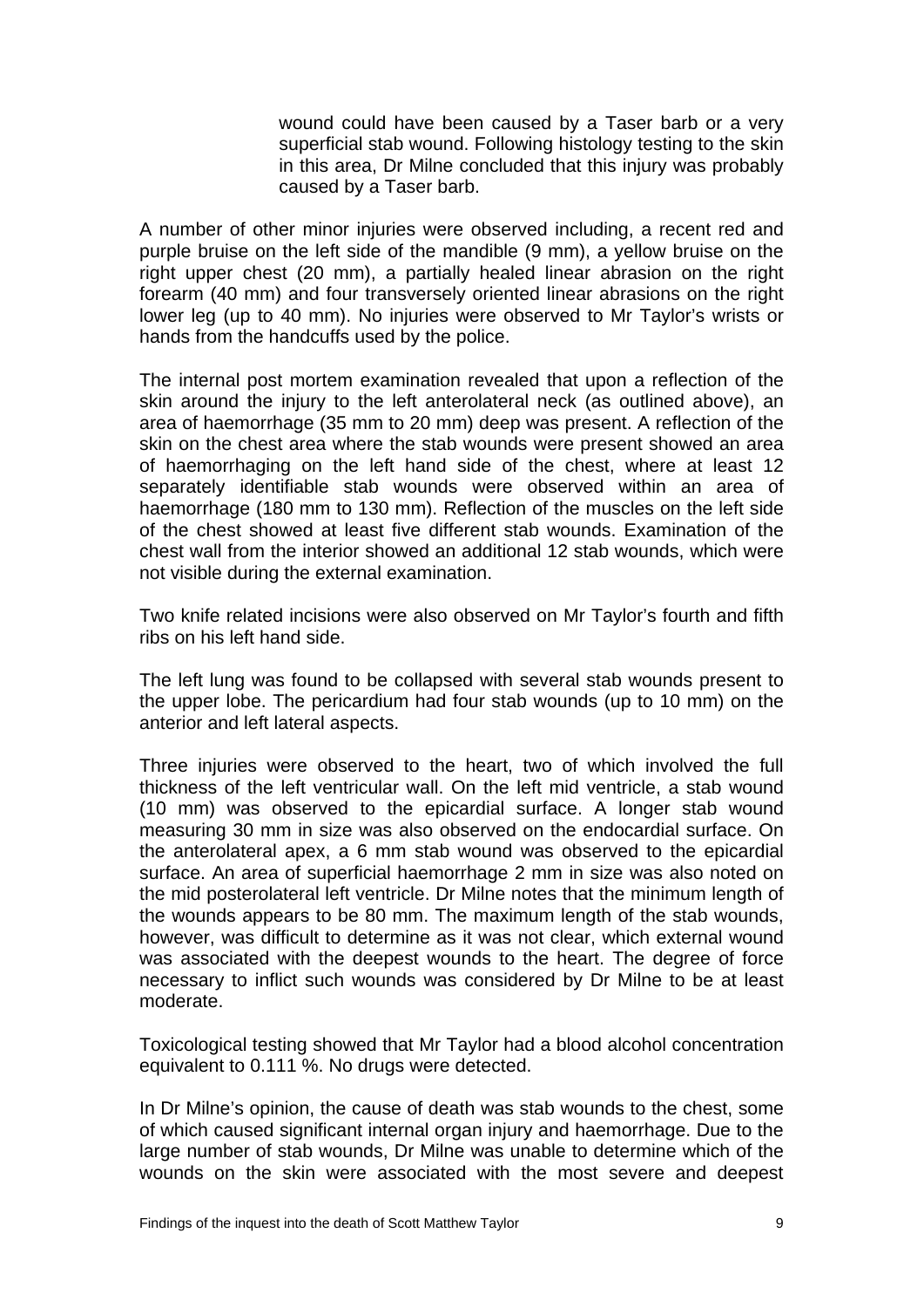> wound could have been caused by a Taser barb or a very superficial stab wound. Following histology testing to the skin in this area, Dr Milne concluded that this injury was probably caused by a Taser barb.

A number of other minor injuries were observed including, a recent red and purple bruise on the left side of the mandible (9 mm), a yellow bruise on the right upper chest (20 mm), a partially healed linear abrasion on the right forearm (40 mm) and four transversely oriented linear abrasions on the right lower leg (up to 40 mm). No injuries were observed to Mr Taylor's wrists or hands from the handcuffs used by the police.

The internal post mortem examination revealed that upon a reflection of the skin around the injury to the left anterolateral neck (as outlined above), an area of haemorrhage (35 mm to 20 mm) deep was present. A reflection of the skin on the chest area where the stab wounds were present showed an area of haemorrhaging on the left hand side of the chest, where at least 12 separately identifiable stab wounds were observed within an area of haemorrhage (180 mm to 130 mm). Reflection of the muscles on the left side of the chest showed at least five different stab wounds. Examination of the chest wall from the interior showed an additional 12 stab wounds, which were not visible during the external examination.

Two knife related incisions were also observed on Mr Taylor's fourth and fifth ribs on his left hand side.

The left lung was found to be collapsed with several stab wounds present to the upper lobe. The pericardium had four stab wounds (up to 10 mm) on the anterior and left lateral aspects.

Three injuries were observed to the heart, two of which involved the full thickness of the left ventricular wall. On the left mid ventricle, a stab wound (10 mm) was observed to the epicardial surface. A longer stab wound measuring 30 mm in size was also observed on the endocardial surface. On the anterolateral apex, a 6 mm stab wound was observed to the epicardial surface. An area of superficial haemorrhage 2 mm in size was also noted on the mid posterolateral left ventricle. Dr Milne notes that the minimum length of the wounds appears to be 80 mm. The maximum length of the stab wounds, however, was difficult to determine as it was not clear, which external wound was associated with the deepest wounds to the heart. The degree of force necessary to inflict such wounds was considered by Dr Milne to be at least moderate.

Toxicological testing showed that Mr Taylor had a blood alcohol concentration equivalent to 0.111 %. No drugs were detected.

In Dr Milne's opinion, the cause of death was stab wounds to the chest, some of which caused significant internal organ injury and haemorrhage. Due to the large number of stab wounds, Dr Milne was unable to determine which of the wounds on the skin were associated with the most severe and deepest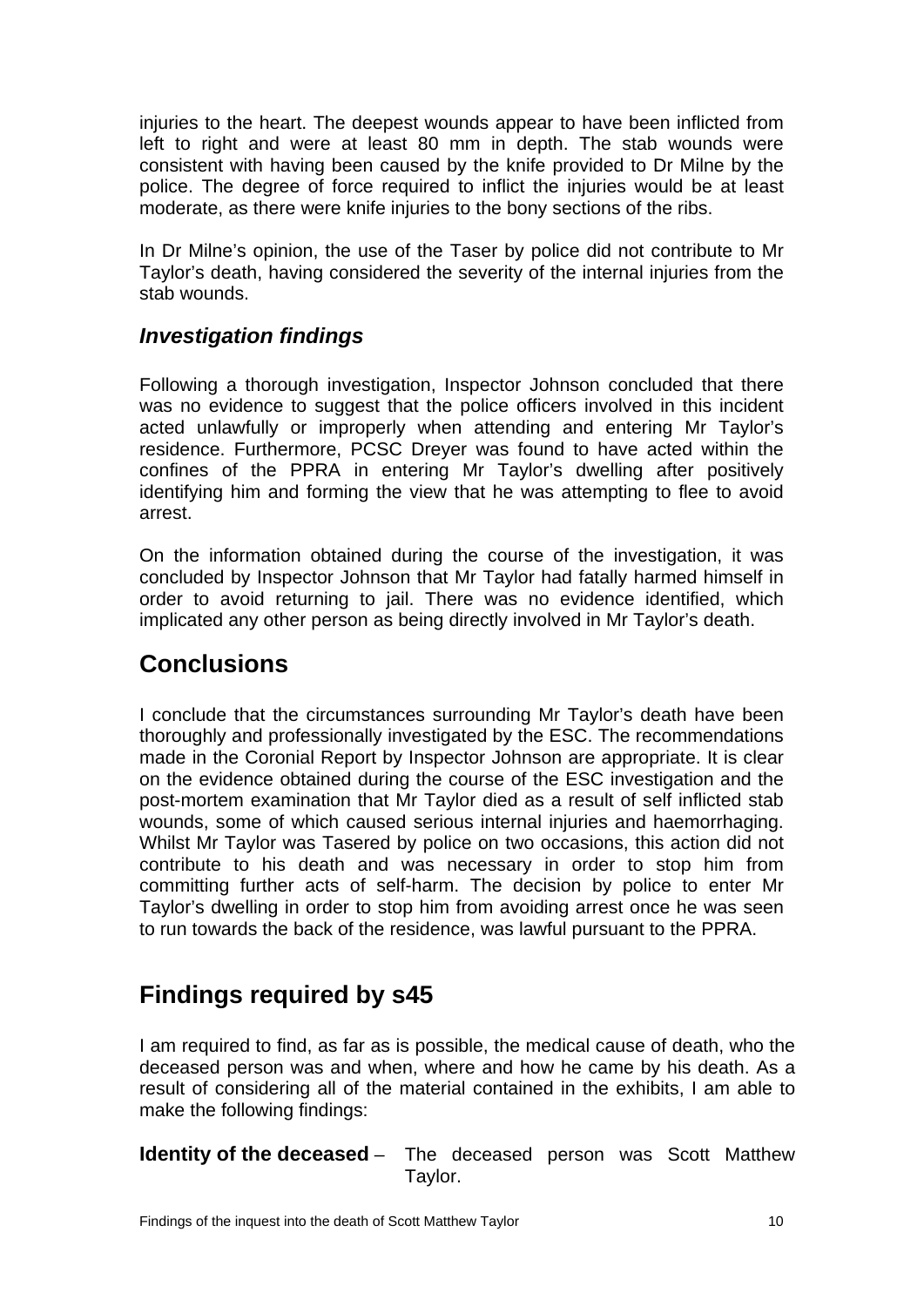injuries to the heart. The deepest wounds appear to have been inflicted from left to right and were at least 80 mm in depth. The stab wounds were consistent with having been caused by the knife provided to Dr Milne by the police. The degree of force required to inflict the injuries would be at least moderate, as there were knife injuries to the bony sections of the ribs.

In Dr Milne's opinion, the use of the Taser by police did not contribute to Mr Taylor's death, having considered the severity of the internal injuries from the stab wounds.

### *Investigation findings*

Following a thorough investigation, Inspector Johnson concluded that there was no evidence to suggest that the police officers involved in this incident acted unlawfully or improperly when attending and entering Mr Taylor's residence. Furthermore, PCSC Dreyer was found to have acted within the confines of the PPRA in entering Mr Taylor's dwelling after positively identifying him and forming the view that he was attempting to flee to avoid arrest.

On the information obtained during the course of the investigation, it was concluded by Inspector Johnson that Mr Taylor had fatally harmed himself in order to avoid returning to jail. There was no evidence identified, which implicated any other person as being directly involved in Mr Taylor's death.

## Conclusions

I conclude that the circumstances surrounding Mr Taylor's death have been thoroughly and professionally investigated by the ESC. The recommendations made in the Coronial Report by Inspector Johnson are appropriate. It is clear on the evidence obtained during the course of the ESC investigation and the post-mortem examination that Mr Taylor died as a result of self inflicted stab wounds, some of which caused serious internal injuries and haemorrhaging. Whilst Mr Taylor was Tasered by police on two occasions, this action did not contribute to his death and was necessary in order to stop him from committing further acts of self-harm. The decision by police to enter Mr Taylor's dwelling in order to stop him from avoiding arrest once he was seen to run towards the back of the residence, was lawful pursuant to the PPRA.

## Findings required by s45

I am required to find, as far as is possible, the medical cause of death, who the deceased person was and when, where and how he came by his death. As a result of considering all of the material contained in the exhibits, I am able to make the following findings:

**Identity of the deceased** – The deceased person was Scott Matthew Taylor.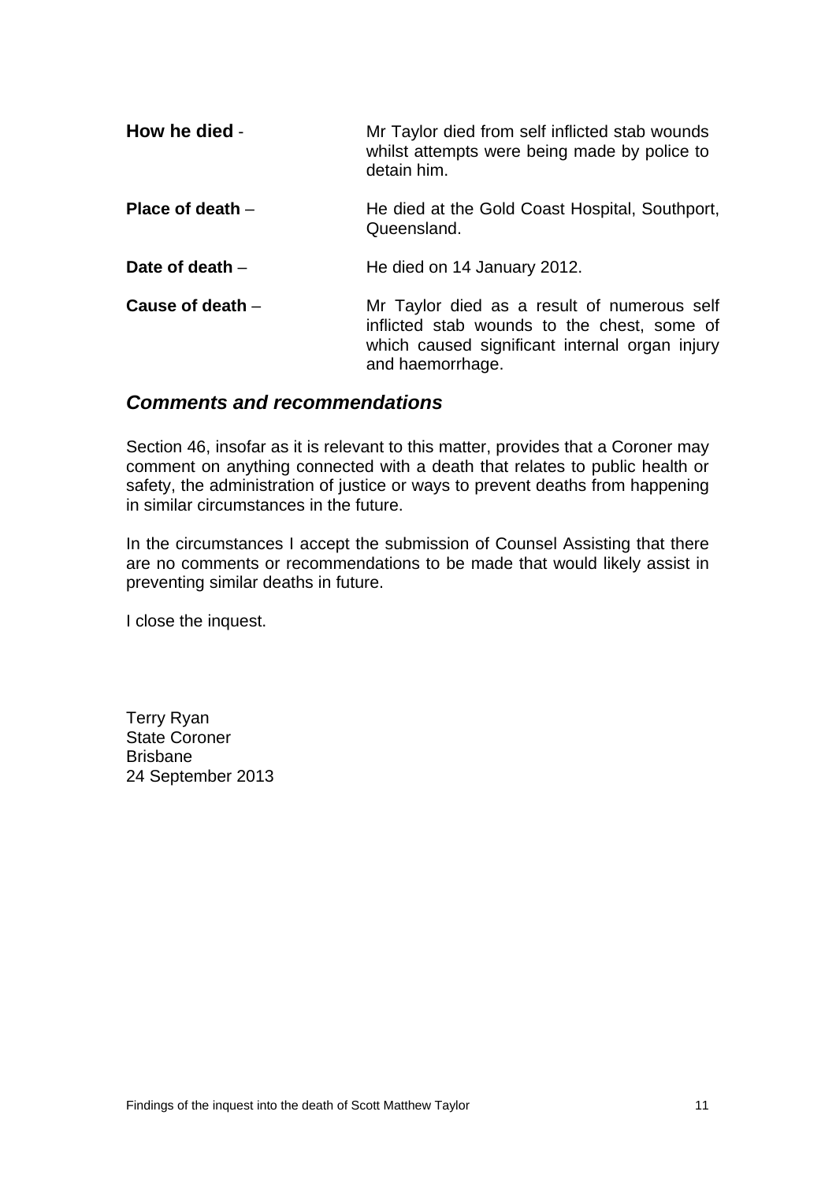**How he died** - Mr Taylor died from self inflicted stab wounds whilst attempts were being made by police to detain him.

**Place of death** – He died at the Gold Coast Hospital, Southport, Queensland.

**Date of death** – He died on 14 January 2012.

**Cause of death** – Mr Taylor died as a result of numerous self inflicted stab wounds to the chest, some of which caused significant internal organ injury and haemorrhage.

## *Comments and recommendations*

Section 46, insofar as it is relevant to this matter, provides that a Coroner may comment on anything connected with a death that relates to public health or safety, the administration of justice or ways to prevent deaths from happening in similar circumstances in the future.

In the circumstances I accept the submission of Counsel Assisting that there are no comments or recommendations to be made that would likely assist in preventing similar deaths in future.

I close the inquest.

Terry Ryan
State Coroner
Brisbane
24 September 2013